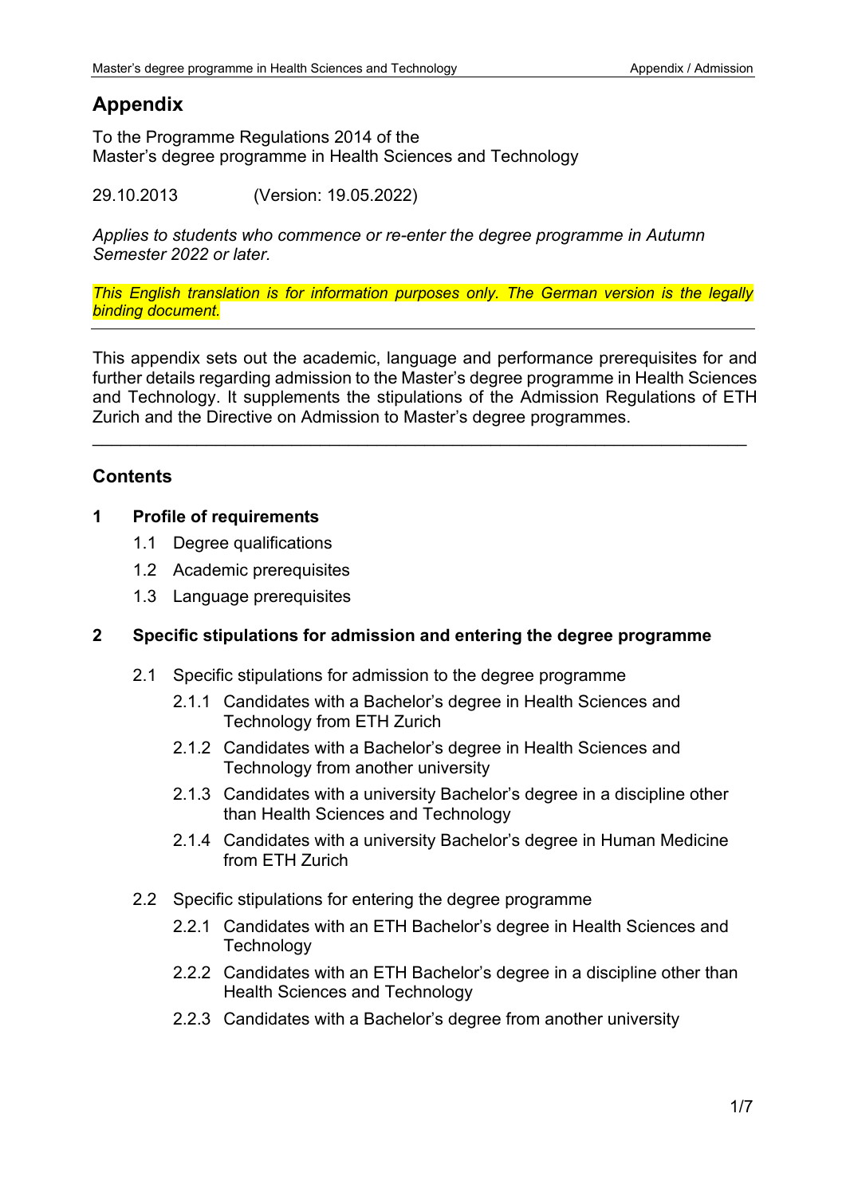# Appendix

To the Programme Regulations 2014 of the
Master's degree programme in Health Sciences and Technology

29.10.2013 (Version: 19.05.2022)

*Applies to students who commence or re-enter the degree programme in Autumn Semester 2022 or later.*

*This English translation is for information purposes only. The German version is the legally binding document.*

---

This appendix sets out the academic, language and performance prerequisites for and further details regarding admission to the Master's degree programme in Health Sciences and Technology. It supplements the stipulations of the Admission Regulations of ETH Zurich and the Directive on Admission to Master's degree programmes.

---

## Contents

**1 Profile of requirements**

- 1.1 Degree qualifications
- 1.2 Academic prerequisites
- 1.3 Language prerequisites

**2 Specific stipulations for admission and entering the degree programme**

- 2.1 Specific stipulations for admission to the degree programme
  - 2.1.1 Candidates with a Bachelor's degree in Health Sciences and Technology from ETH Zurich
  - 2.1.2 Candidates with a Bachelor's degree in Health Sciences and Technology from another university
  - 2.1.3 Candidates with a university Bachelor's degree in a discipline other than Health Sciences and Technology
  - 2.1.4 Candidates with a university Bachelor's degree in Human Medicine from ETH Zurich
- 2.2 Specific stipulations for entering the degree programme
  - 2.2.1 Candidates with an ETH Bachelor's degree in Health Sciences and Technology
  - 2.2.2 Candidates with an ETH Bachelor's degree in a discipline other than Health Sciences and Technology
  - 2.2.3 Candidates with a Bachelor's degree from another university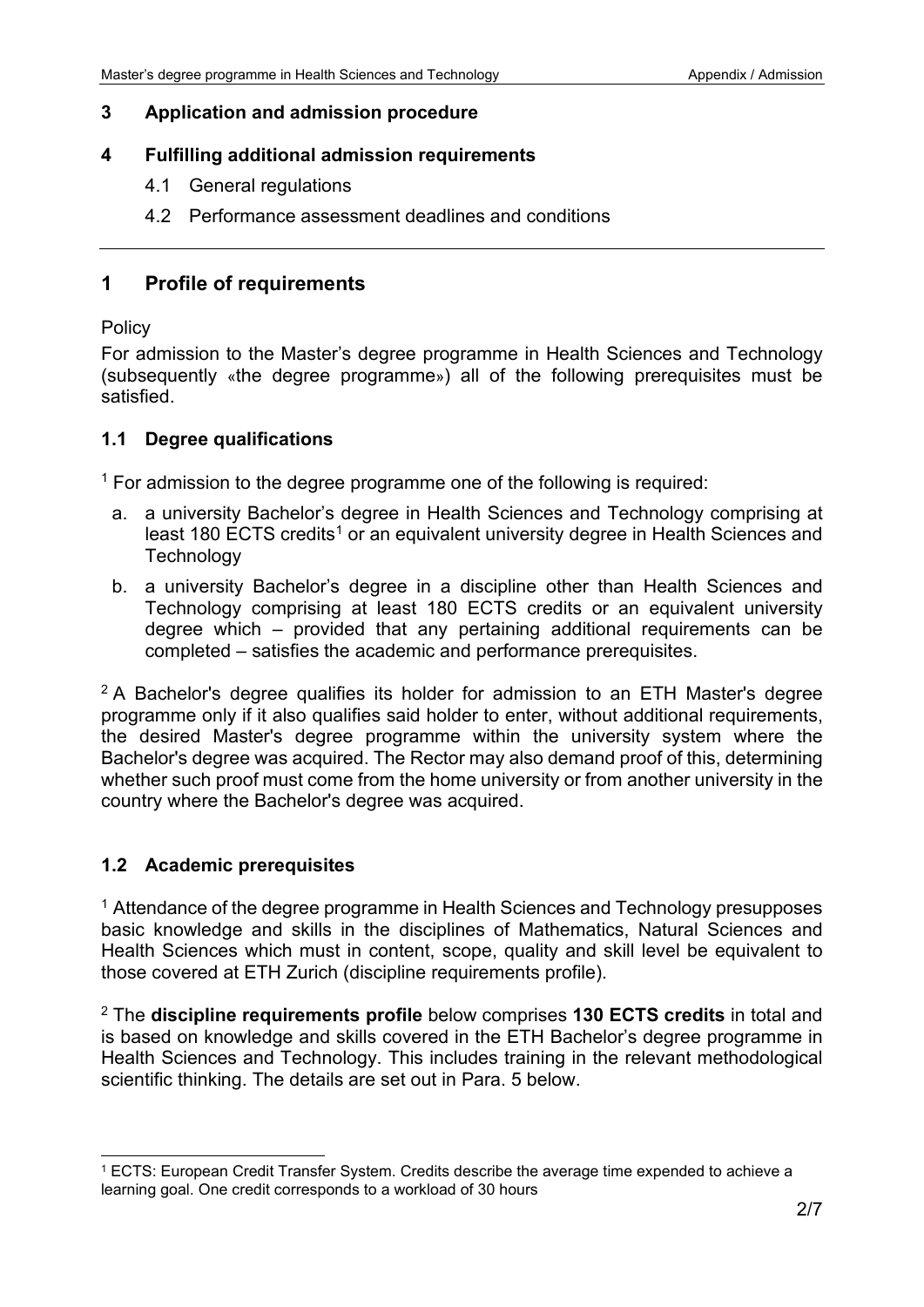**3 Application and admission procedure**

**4 Fulfilling additional admission requirements**

4.1 General regulations

4.2 Performance assessment deadlines and conditions

---

## 1 Profile of requirements

Policy

For admission to the Master's degree programme in Health Sciences and Technology (subsequently «the degree programme») all of the following prerequisites must be satisfied.

### 1.1 Degree qualifications

[1] For admission to the degree programme one of the following is required:

a. a university Bachelor's degree in Health Sciences and Technology comprising at least 180 ECTS credits[1] or an equivalent university degree in Health Sciences and Technology

b. a university Bachelor's degree in a discipline other than Health Sciences and Technology comprising at least 180 ECTS credits or an equivalent university degree which – provided that any pertaining additional requirements can be completed – satisfies the academic and performance prerequisites.

[2] A Bachelor's degree qualifies its holder for admission to an ETH Master's degree programme only if it also qualifies said holder to enter, without additional requirements, the desired Master's degree programme within the university system where the Bachelor's degree was acquired. The Rector may also demand proof of this, determining whether such proof must come from the home university or from another university in the country where the Bachelor's degree was acquired.

### 1.2 Academic prerequisites

[1] Attendance of the degree programme in Health Sciences and Technology presupposes basic knowledge and skills in the disciplines of Mathematics, Natural Sciences and Health Sciences which must in content, scope, quality and skill level be equivalent to those covered at ETH Zurich (discipline requirements profile).

[2] The **discipline requirements profile** below comprises **130 ECTS credits** in total and is based on knowledge and skills covered in the ETH Bachelor's degree programme in Health Sciences and Technology. This includes training in the relevant methodological scientific thinking. The details are set out in Para. 5 below.

---

[1] ECTS: European Credit Transfer System. Credits describe the average time expended to achieve a learning goal. One credit corresponds to a workload of 30 hours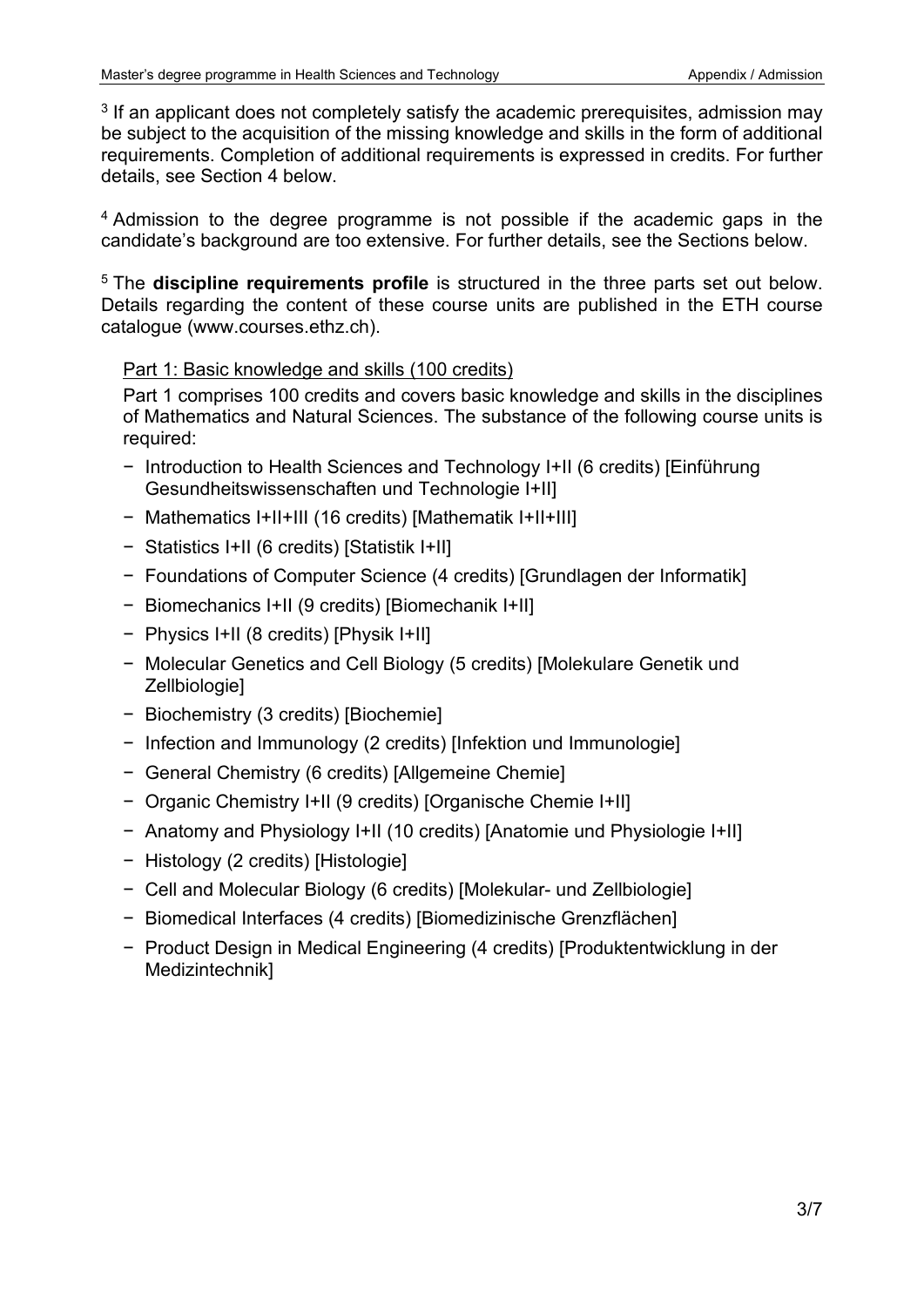[3] If an applicant does not completely satisfy the academic prerequisites, admission may be subject to the acquisition of the missing knowledge and skills in the form of additional requirements. Completion of additional requirements is expressed in credits. For further details, see Section 4 below.

[4] Admission to the degree programme is not possible if the academic gaps in the candidate's background are too extensive. For further details, see the Sections below.

[5] The **discipline requirements profile** is structured in the three parts set out below. Details regarding the content of these course units are published in the ETH course catalogue (www.courses.ethz.ch).

Part 1: Basic knowledge and skills (100 credits)

Part 1 comprises 100 credits and covers basic knowledge and skills in the disciplines of Mathematics and Natural Sciences. The substance of the following course units is required:

- Introduction to Health Sciences and Technology I+II (6 credits) [Einführung Gesundheitswissenschaften und Technologie I+II]
- Mathematics I+II+III (16 credits) [Mathematik I+II+III]
- Statistics I+II (6 credits) [Statistik I+II]
- Foundations of Computer Science (4 credits) [Grundlagen der Informatik]
- Biomechanics I+II (9 credits) [Biomechanik I+II]
- Physics I+II (8 credits) [Physik I+II]
- Molecular Genetics and Cell Biology (5 credits) [Molekulare Genetik und Zellbiologie]
- Biochemistry (3 credits) [Biochemie]
- Infection and Immunology (2 credits) [Infektion und Immunologie]
- General Chemistry (6 credits) [Allgemeine Chemie]
- Organic Chemistry I+II (9 credits) [Organische Chemie I+II]
- Anatomy and Physiology I+II (10 credits) [Anatomie und Physiologie I+II]
- Histology (2 credits) [Histologie]
- Cell and Molecular Biology (6 credits) [Molekular- und Zellbiologie]
- Biomedical Interfaces (4 credits) [Biomedizinische Grenzflächen]
- Product Design in Medical Engineering (4 credits) [Produktentwicklung in der Medizintechnik]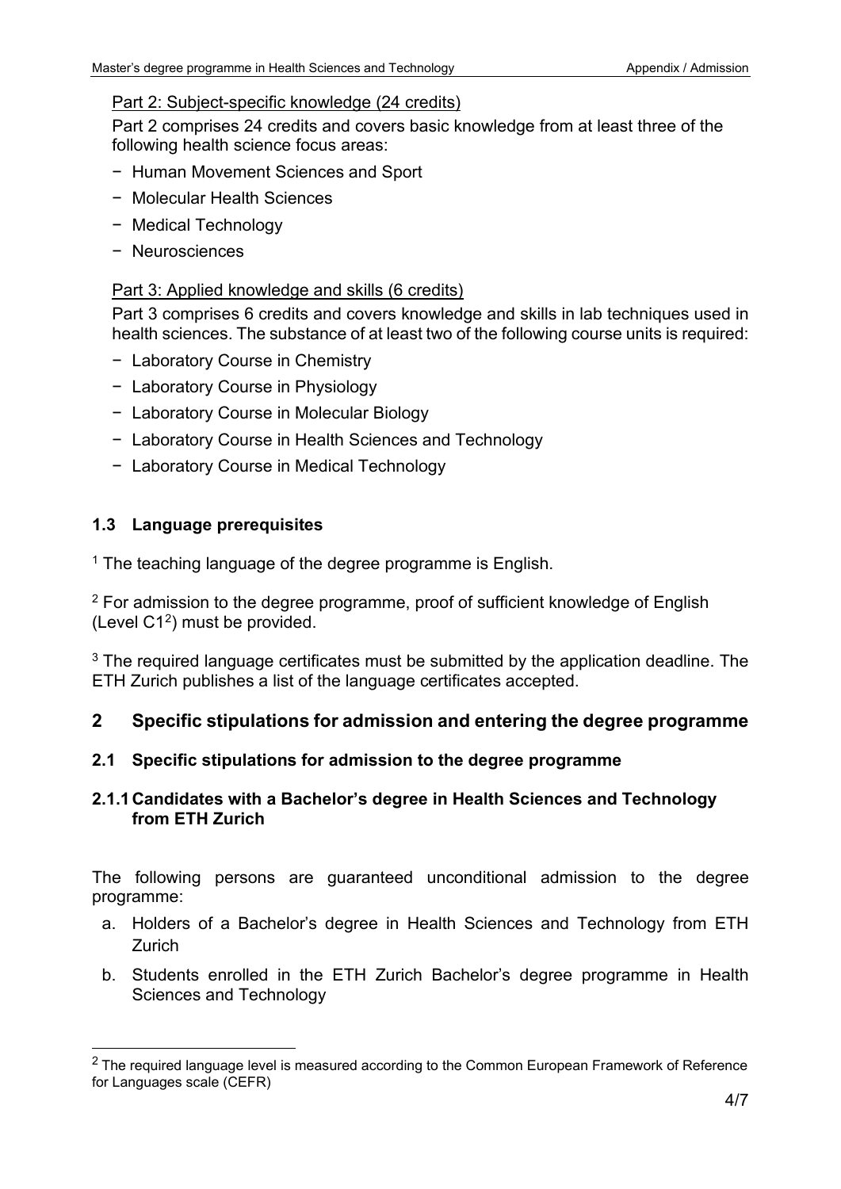Part 2: Subject-specific knowledge (24 credits)

Part 2 comprises 24 credits and covers basic knowledge from at least three of the following health science focus areas:

- Human Movement Sciences and Sport
- Molecular Health Sciences
- Medical Technology
- Neurosciences

Part 3: Applied knowledge and skills (6 credits)

Part 3 comprises 6 credits and covers knowledge and skills in lab techniques used in health sciences. The substance of at least two of the following course units is required:

- Laboratory Course in Chemistry
- Laboratory Course in Physiology
- Laboratory Course in Molecular Biology
- Laboratory Course in Health Sciences and Technology
- Laboratory Course in Medical Technology

### 1.3 Language prerequisites

[1] The teaching language of the degree programme is English.

[2] For admission to the degree programme, proof of sufficient knowledge of English (Level C1[2]) must be provided.

[3] The required language certificates must be submitted by the application deadline. The ETH Zurich publishes a list of the language certificates accepted.

## 2 Specific stipulations for admission and entering the degree programme

### 2.1 Specific stipulations for admission to the degree programme

#### 2.1.1 Candidates with a Bachelor's degree in Health Sciences and Technology from ETH Zurich

The following persons are guaranteed unconditional admission to the degree programme:

a. Holders of a Bachelor's degree in Health Sciences and Technology from ETH Zurich

b. Students enrolled in the ETH Zurich Bachelor's degree programme in Health Sciences and Technology

[2] The required language level is measured according to the Common European Framework of Reference for Languages scale (CEFR)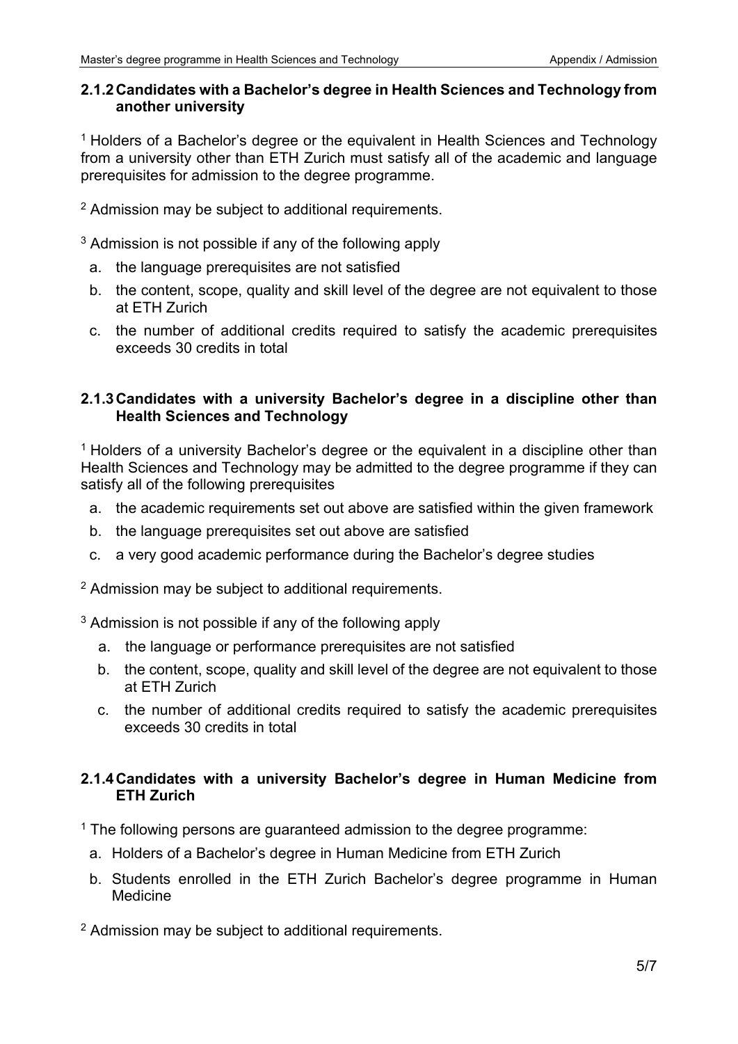### 2.1.2 Candidates with a Bachelor's degree in Health Sciences and Technology from another university

[1] Holders of a Bachelor's degree or the equivalent in Health Sciences and Technology from a university other than ETH Zurich must satisfy all of the academic and language prerequisites for admission to the degree programme.

[2] Admission may be subject to additional requirements.

[3] Admission is not possible if any of the following apply

a. the language prerequisites are not satisfied
b. the content, scope, quality and skill level of the degree are not equivalent to those at ETH Zurich
c. the number of additional credits required to satisfy the academic prerequisites exceeds 30 credits in total

### 2.1.3 Candidates with a university Bachelor's degree in a discipline other than Health Sciences and Technology

[1] Holders of a university Bachelor's degree or the equivalent in a discipline other than Health Sciences and Technology may be admitted to the degree programme if they can satisfy all of the following prerequisites

a. the academic requirements set out above are satisfied within the given framework
b. the language prerequisites set out above are satisfied
c. a very good academic performance during the Bachelor's degree studies

[2] Admission may be subject to additional requirements.

[3] Admission is not possible if any of the following apply

a. the language or performance prerequisites are not satisfied
b. the content, scope, quality and skill level of the degree are not equivalent to those at ETH Zurich
c. the number of additional credits required to satisfy the academic prerequisites exceeds 30 credits in total

### 2.1.4 Candidates with a university Bachelor's degree in Human Medicine from ETH Zurich

[1] The following persons are guaranteed admission to the degree programme:

a. Holders of a Bachelor's degree in Human Medicine from ETH Zurich
b. Students enrolled in the ETH Zurich Bachelor's degree programme in Human Medicine

[2] Admission may be subject to additional requirements.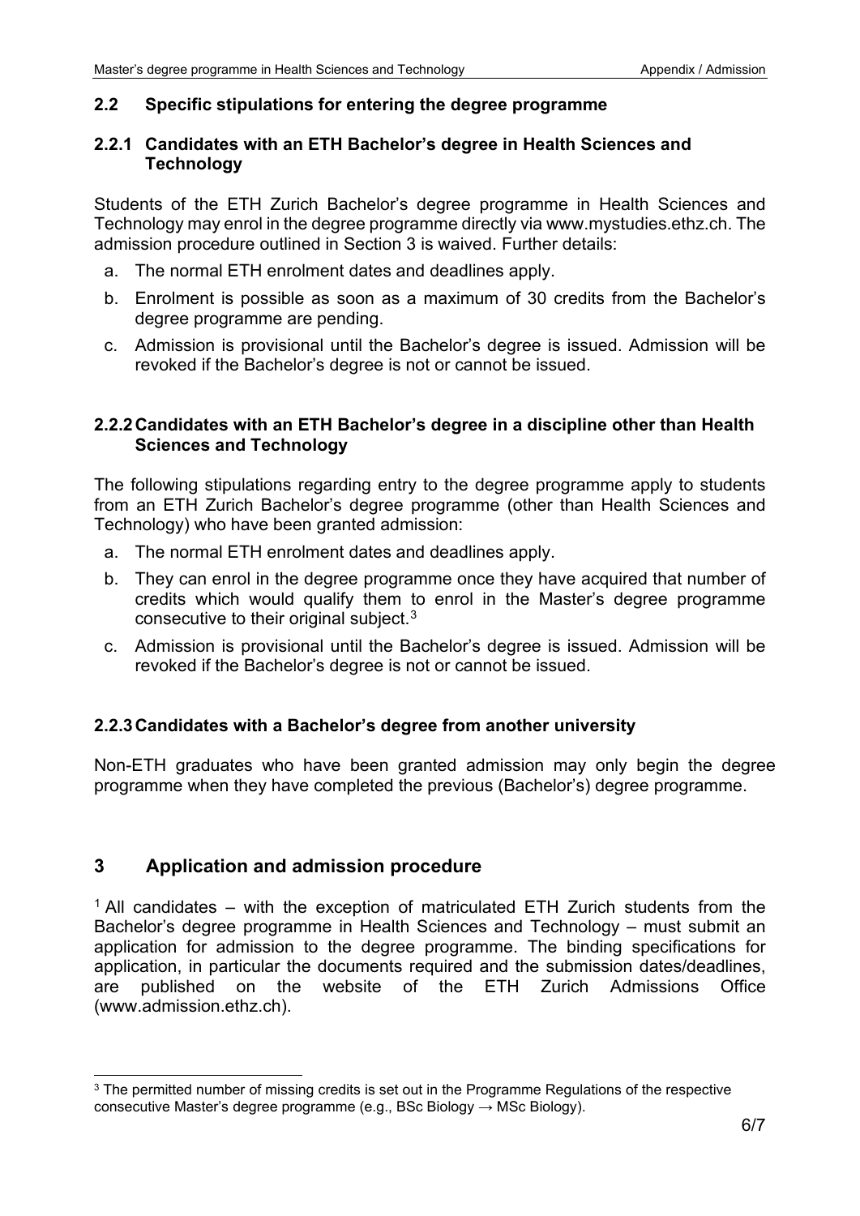### 2.2 Specific stipulations for entering the degree programme

#### 2.2.1 Candidates with an ETH Bachelor's degree in Health Sciences and Technology

Students of the ETH Zurich Bachelor's degree programme in Health Sciences and Technology may enrol in the degree programme directly via www.mystudies.ethz.ch. The admission procedure outlined in Section 3 is waived. Further details:

a. The normal ETH enrolment dates and deadlines apply.
b. Enrolment is possible as soon as a maximum of 30 credits from the Bachelor's degree programme are pending.
c. Admission is provisional until the Bachelor's degree is issued. Admission will be revoked if the Bachelor's degree is not or cannot be issued.

#### 2.2.2 Candidates with an ETH Bachelor's degree in a discipline other than Health Sciences and Technology

The following stipulations regarding entry to the degree programme apply to students from an ETH Zurich Bachelor's degree programme (other than Health Sciences and Technology) who have been granted admission:

a. The normal ETH enrolment dates and deadlines apply.
b. They can enrol in the degree programme once they have acquired that number of credits which would qualify them to enrol in the Master's degree programme consecutive to their original subject.[3]
c. Admission is provisional until the Bachelor's degree is issued. Admission will be revoked if the Bachelor's degree is not or cannot be issued.

#### 2.2.3 Candidates with a Bachelor's degree from another university

Non-ETH graduates who have been granted admission may only begin the degree programme when they have completed the previous (Bachelor's) degree programme.

## 3 Application and admission procedure

[1] All candidates – with the exception of matriculated ETH Zurich students from the Bachelor's degree programme in Health Sciences and Technology – must submit an application for admission to the degree programme. The binding specifications for application, in particular the documents required and the submission dates/deadlines, are published on the website of the ETH Zurich Admissions Office (www.admission.ethz.ch).

---

[3] The permitted number of missing credits is set out in the Programme Regulations of the respective consecutive Master's degree programme (e.g., BSc Biology → MSc Biology).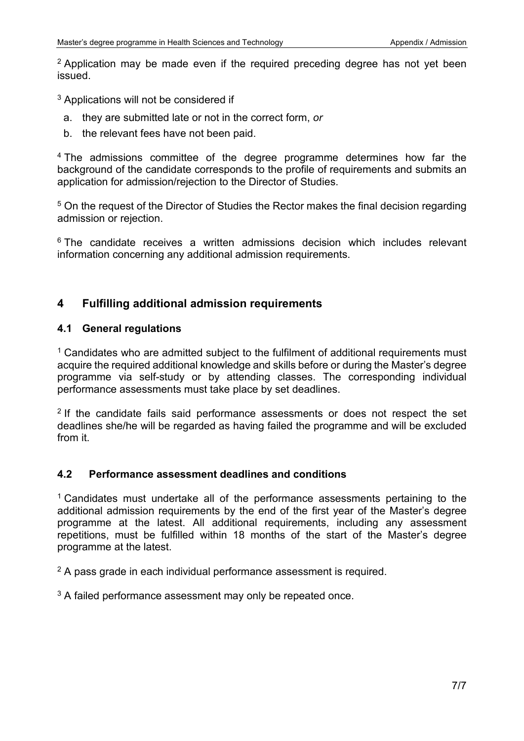[2] Application may be made even if the required preceding degree has not yet been issued.

[3] Applications will not be considered if

a. they are submitted late or not in the correct form, *or*
b. the relevant fees have not been paid.

[4] The admissions committee of the degree programme determines how far the background of the candidate corresponds to the profile of requirements and submits an application for admission/rejection to the Director of Studies.

[5] On the request of the Director of Studies the Rector makes the final decision regarding admission or rejection.

[6] The candidate receives a written admissions decision which includes relevant information concerning any additional admission requirements.

## 4 Fulfilling additional admission requirements

### 4.1 General regulations

[1] Candidates who are admitted subject to the fulfilment of additional requirements must acquire the required additional knowledge and skills before or during the Master's degree programme via self-study or by attending classes. The corresponding individual performance assessments must take place by set deadlines.

[2] If the candidate fails said performance assessments or does not respect the set deadlines she/he will be regarded as having failed the programme and will be excluded from it.

### 4.2 Performance assessment deadlines and conditions

[1] Candidates must undertake all of the performance assessments pertaining to the additional admission requirements by the end of the first year of the Master's degree programme at the latest. All additional requirements, including any assessment repetitions, must be fulfilled within 18 months of the start of the Master's degree programme at the latest.

[2] A pass grade in each individual performance assessment is required.

[3] A failed performance assessment may only be repeated once.